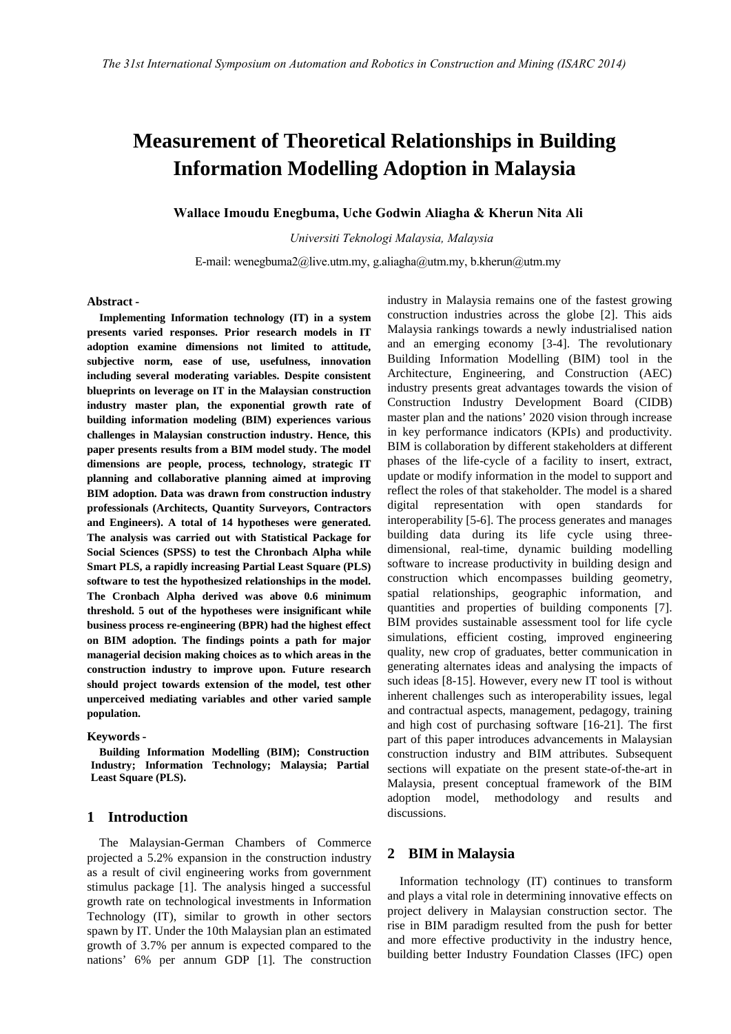# Measurement of Theoretical Relationships in Building Information Modelling Adoption in Malaysia

**Wallace Imoudu Enegbuma, Uche Godwin Aliagha & Kherun Nita Ali**

*Universiti Teknologi Malaysia, Malaysia*

E-mail: wenegbuma2@live.utm.my, g.aliagha@utm.my, b.kherun@utm.my

**Abstract -**

**Implementing Information technology (IT) in a system presents varied responses. Prior research models in IT adoption examine dimensions not limited to attitude, subjective norm, ease of use, usefulness, innovation including several moderating variables. Despite consistent blueprints on leverage on IT in the Malaysian construction industry master plan, the exponential growth rate of building information modeling (BIM) experiences various challenges in Malaysian construction industry. Hence, this paper presents results from a BIM model study. The model dimensions are people, process, technology, strategic IT planning and collaborative planning aimed at improving BIM adoption. Data was drawn from construction industry professionals (Architects, Quantity Surveyors, Contractors and Engineers). A total of 14 hypotheses were generated. The analysis was carried out with Statistical Package for Social Sciences (SPSS) to test the Chronbach Alpha while Smart PLS, a rapidly increasing Partial Least Square (PLS) software to test the hypothesized relationships in the model. The Cronbach Alpha derived was above 0.6 minimum threshold. 5 out of the hypotheses were insignificant while business process re-engineering (BPR) had the highest effect on BIM adoption. The findings points a path for major managerial decision making choices as to which areas in the construction industry to improve upon. Future research should project towards extension of the model, test other unperceived mediating variables and other varied sample population.**

**Keywords -**

**Building Information Modelling (BIM); Construction Industry; Information Technology; Malaysia; Partial Least Square (PLS).**

## 1 Introduction

The Malaysian-German Chambers of Commerce projected a 5.2% expansion in the construction industry as a result of civil engineering works from government stimulus package [1]. The analysis hinged a successful growth rate on technological investments in Information Technology (IT), similar to growth in other sectors spawn by IT. Under the 10th Malaysian plan an estimated growth of 3.7% per annum is expected compared to the nations' 6% per annum GDP [1]. The construction industry in Malaysia remains one of the fastest growing construction industries across the globe [2]. This aids Malaysia rankings towards a newly industrialised nation and an emerging economy [3-4]. The revolutionary Building Information Modelling (BIM) tool in the Architecture, Engineering, and Construction (AEC) industry presents great advantages towards the vision of Construction Industry Development Board (CIDB) master plan and the nations' 2020 vision through increase in key performance indicators (KPIs) and productivity. BIM is collaboration by different stakeholders at different phases of the life-cycle of a facility to insert, extract, update or modify information in the model to support and reflect the roles of that stakeholder. The model is a shared digital representation with open standards for interoperability [5-6]. The process generates and manages building data during its life cycle using three-dimensional, real-time, dynamic building modelling software to increase productivity in building design and construction which encompasses building geometry, spatial relationships, geographic information, and quantities and properties of building components [7]. BIM provides sustainable assessment tool for life cycle simulations, efficient costing, improved engineering quality, new crop of graduates, better communication in generating alternates ideas and analysing the impacts of such ideas [8-15]. However, every new IT tool is without inherent challenges such as interoperability issues, legal and contractual aspects, management, pedagogy, training and high cost of purchasing software [16-21]. The first part of this paper introduces advancements in Malaysian construction industry and BIM attributes. Subsequent sections will expatiate on the present state-of-the-art in Malaysia, present conceptual framework of the BIM adoption model, methodology and results and discussions.

## 2 BIM in Malaysia

Information technology (IT) continues to transform and plays a vital role in determining innovative effects on project delivery in Malaysian construction sector. The rise in BIM paradigm resulted from the push for better and more effective productivity in the industry hence, building better Industry Foundation Classes (IFC) open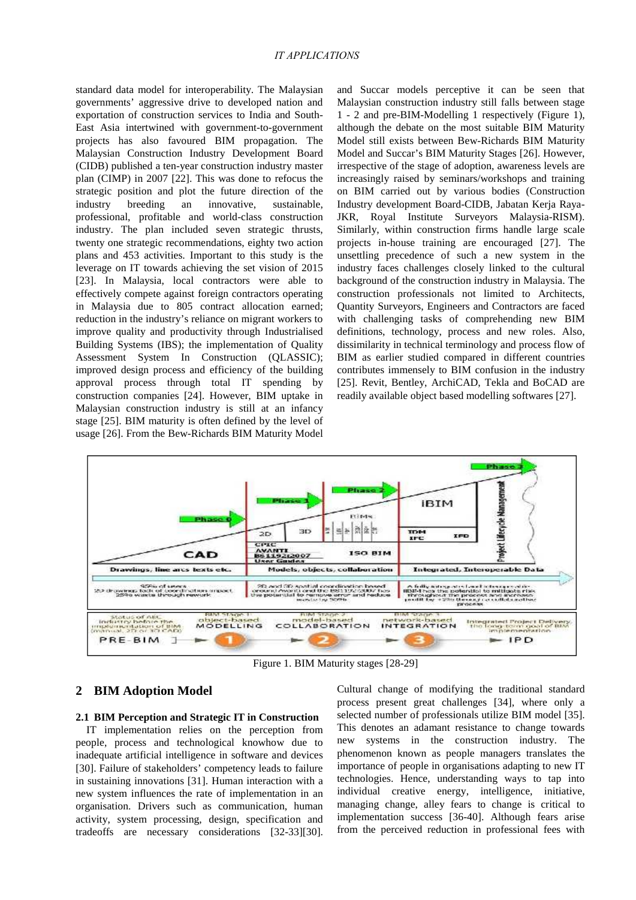standard data model for interoperability. The Malaysian governments' aggressive drive to developed nation and exportation of construction services to India and South-East Asia intertwined with government-to-government projects has also favoured BIM propagation. The Malaysian Construction Industry Development Board (CIDB) published a ten-year construction industry master plan (CIMP) in 2007 [22]. This was done to refocus the strategic position and plot the future direction of the industry breeding an innovative, sustainable, professional, profitable and world-class construction industry. The plan included seven strategic thrusts, twenty one strategic recommendations, eighty two action plans and 453 activities. Important to this study is the leverage on IT towards achieving the set vision of 2015 [23]. In Malaysia, local contractors were able to effectively compete against foreign contractors operating in Malaysia due to 805 contract allocation earned; reduction in the industry's reliance on migrant workers to improve quality and productivity through Industrialised Building Systems (IBS); the implementation of Quality Assessment System In Construction (QLASSIC); improved design process and efficiency of the building approval process through total IT spending by construction companies [24]. However, BIM uptake in Malaysian construction industry is still at an infancy stage [25]. BIM maturity is often defined by the level of usage [26]. From the Bew-Richards BIM Maturity Model and Succar models perceptive it can be seen that Malaysian construction industry still falls between stage 1 - 2 and pre-BIM-Modelling 1 respectively (Figure 1), although the debate on the most suitable BIM Maturity Model still exists between Bew-Richards BIM Maturity Model and Succar's BIM Maturity Stages [26]. However, irrespective of the stage of adoption, awareness levels are increasingly raised by seminars/workshops and training on BIM carried out by various bodies (Construction Industry development Board-CIDB, Jabatan Kerja Raya-JKR, Royal Institute Surveyors Malaysia-RISM). Similarly, within construction firms handle large scale projects in-house training are encouraged [27]. The unsettling precedence of such a new system in the industry faces challenges closely linked to the cultural background of the construction industry in Malaysia. The construction professionals not limited to Architects, Quantity Surveyors, Engineers and Contractors are faced with challenging tasks of comprehending new BIM definitions, technology, process and new roles. Also, dissimilarity in technical terminology and process flow of BIM as earlier studied compared in different countries contributes immensely to BIM confusion in the industry [25]. Revit, Bentley, ArchiCAD, Tekla and BoCAD are readily available object based modelling softwares [27].

Figure 1. BIM Maturity stages [28-29]

## 2 BIM Adoption Model

### 2.1 BIM Perception and Strategic IT in Construction

IT implementation relies on the perception from people, process and technological knowhow due to inadequate artificial intelligence in software and devices [30]. Failure of stakeholders' competency leads to failure in sustaining innovations [31]. Human interaction with a new system influences the rate of implementation in an organisation. Drivers such as communication, human activity, system processing, design, specification and tradeoffs are necessary considerations [32-33][30]. Cultural change of modifying the traditional standard process present great challenges [34], where only a selected number of professionals utilize BIM model [35]. This denotes an adamant resistance to change towards new systems in the construction industry. The phenomenon known as people managers translates the importance of people in organisations adapting to new IT technologies. Hence, understanding ways to tap into individual creative energy, intelligence, initiative, managing change, alley fears to change is critical to implementation success [36-40]. Although fears arise from the perceived reduction in professional fees with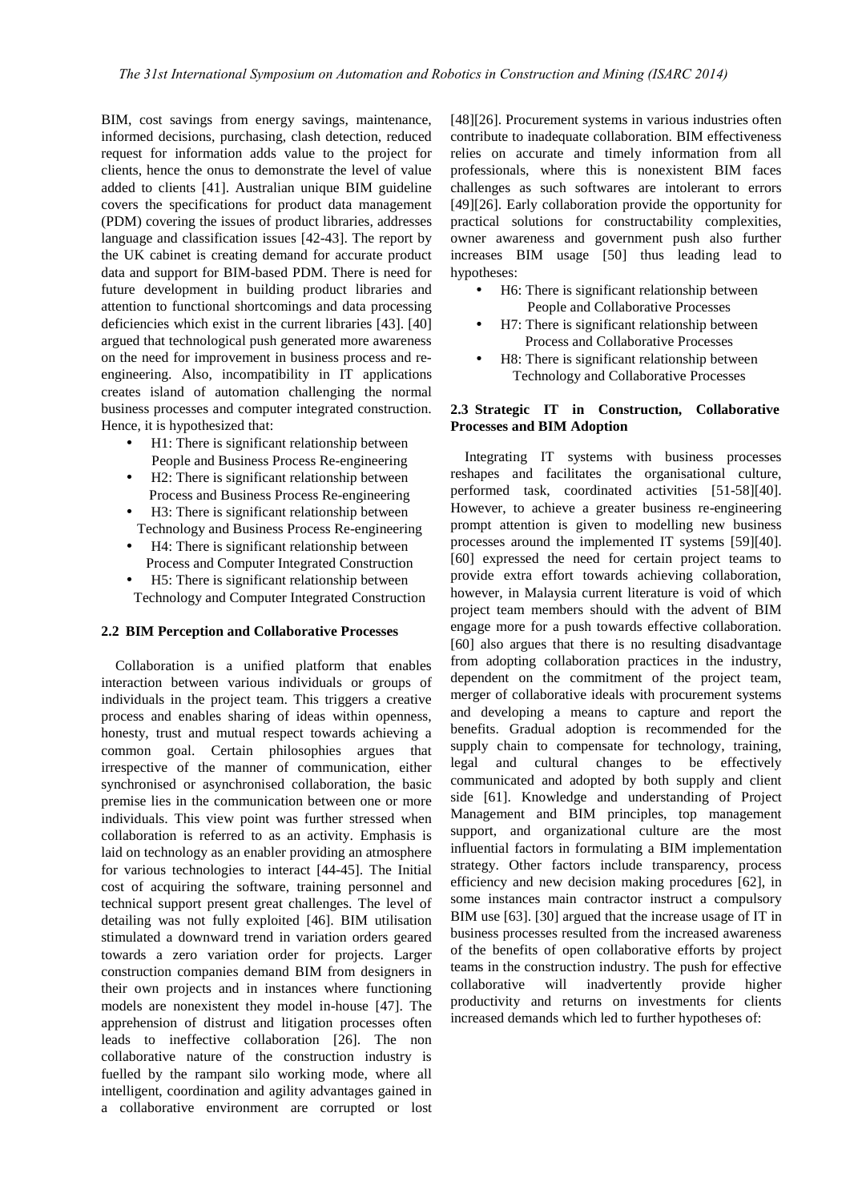BIM, cost savings from energy savings, maintenance, informed decisions, purchasing, clash detection, reduced request for information adds value to the project for clients, hence the onus to demonstrate the level of value added to clients [41]. Australian unique BIM guideline covers the specifications for product data management (PDM) covering the issues of product libraries, addresses language and classification issues [42-43]. The report by the UK cabinet is creating demand for accurate product data and support for BIM-based PDM. There is need for future development in building product libraries and attention to functional shortcomings and data processing deficiencies which exist in the current libraries [43]. [40] argued that technological push generated more awareness on the need for improvement in business process and re-engineering. Also, incompatibility in IT applications creates island of automation challenging the normal business processes and computer integrated construction. Hence, it is hypothesized that:

- H1: There is significant relationship between People and Business Process Re-engineering
- H2: There is significant relationship between Process and Business Process Re-engineering
- H3: There is significant relationship between Technology and Business Process Re-engineering
- H4: There is significant relationship between Process and Computer Integrated Construction
- H5: There is significant relationship between Technology and Computer Integrated Construction

### 2.2 BIM Perception and Collaborative Processes

Collaboration is a unified platform that enables interaction between various individuals or groups of individuals in the project team. This triggers a creative process and enables sharing of ideas within openness, honesty, trust and mutual respect towards achieving a common goal. Certain philosophies argues that irrespective of the manner of communication, either synchronised or asynchronised collaboration, the basic premise lies in the communication between one or more individuals. This view point was further stressed when collaboration is referred to as an activity. Emphasis is laid on technology as an enabler providing an atmosphere for various technologies to interact [44-45]. The Initial cost of acquiring the software, training personnel and technical support present great challenges. The level of detailing was not fully exploited [46]. BIM utilisation stimulated a downward trend in variation orders geared towards a zero variation order for projects. Larger construction companies demand BIM from designers in their own projects and in instances where functioning models are nonexistent they model in-house [47]. The apprehension of distrust and litigation processes often leads to ineffective collaboration [26]. The non collaborative nature of the construction industry is fuelled by the rampant silo working mode, where all intelligent, coordination and agility advantages gained in a collaborative environment are corrupted or lost [48][26]. Procurement systems in various industries often contribute to inadequate collaboration. BIM effectiveness relies on accurate and timely information from all professionals, where this is nonexistent BIM faces challenges as such softwares are intolerant to errors [49][26]. Early collaboration provide the opportunity for practical solutions for constructability complexities, owner awareness and government push also further increases BIM usage [50] thus leading lead to hypotheses:

- H6: There is significant relationship between People and Collaborative Processes
- H7: There is significant relationship between Process and Collaborative Processes
- H8: There is significant relationship between Technology and Collaborative Processes

### 2.3 Strategic IT in Construction, Collaborative Processes and BIM Adoption

Integrating IT systems with business processes reshapes and facilitates the organisational culture, performed task, coordinated activities [51-58][40]. However, to achieve a greater business re-engineering prompt attention is given to modelling new business processes around the implemented IT systems [59][40]. [60] expressed the need for certain project teams to provide extra effort towards achieving collaboration, however, in Malaysia current literature is void of which project team members should with the advent of BIM engage more for a push towards effective collaboration. [60] also argues that there is no resulting disadvantage from adopting collaboration practices in the industry, dependent on the commitment of the project team, merger of collaborative ideals with procurement systems and developing a means to capture and report the benefits. Gradual adoption is recommended for the supply chain to compensate for technology, training, legal and cultural changes to be effectively communicated and adopted by both supply and client side [61]. Knowledge and understanding of Project Management and BIM principles, top management support, and organizational culture are the most influential factors in formulating a BIM implementation strategy. Other factors include transparency, process efficiency and new decision making procedures [62], in some instances main contractor instruct a compulsory BIM use [63]. [30] argued that the increase usage of IT in business processes resulted from the increased awareness of the benefits of open collaborative efforts by project teams in the construction industry. The push for effective collaborative will inadvertently provide higher productivity and returns on investments for clients increased demands which led to further hypotheses of: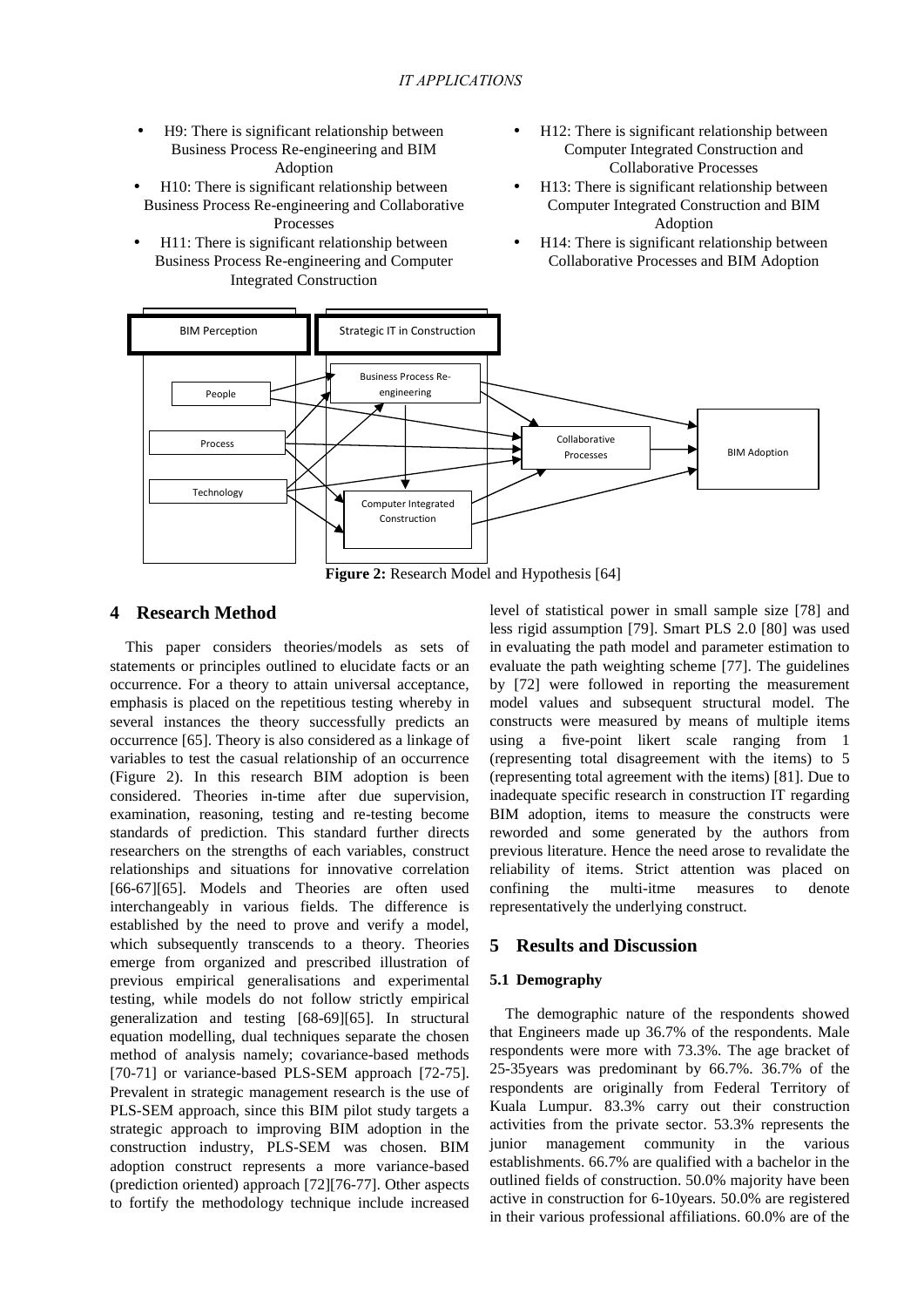- H9: There is significant relationship between Business Process Re-engineering and BIM Adoption
- H10: There is significant relationship between Business Process Re-engineering and Collaborative Processes
- H11: There is significant relationship between Business Process Re-engineering and Computer Integrated Construction
- H12: There is significant relationship between Computer Integrated Construction and Collaborative Processes
- H13: There is significant relationship between Computer Integrated Construction and BIM Adoption
- H14: There is significant relationship between Collaborative Processes and BIM Adoption

BIM Perception | Strategic IT in Construction | People | Process | Technology | Business Process Re-engineering | Computer Integrated Construction | Collaborative Processes | BIM Adoption

**Figure 2:** Research Model and Hypothesis [64]

## 4 Research Method

This paper considers theories/models as sets of statements or principles outlined to elucidate facts or an occurrence. For a theory to attain universal acceptance, emphasis is placed on the repetitious testing whereby in several instances the theory successfully predicts an occurrence [65]. Theory is also considered as a linkage of variables to test the casual relationship of an occurrence (Figure 2). In this research BIM adoption is been considered. Theories in-time after due supervision, examination, reasoning, testing and re-testing become standards of prediction. This standard further directs researchers on the strengths of each variables, construct relationships and situations for innovative correlation [66-67][65]. Models and Theories are often used interchangeably in various fields. The difference is established by the need to prove and verify a model, which subsequently transcends to a theory. Theories emerge from organized and prescribed illustration of previous empirical generalisations and experimental testing, while models do not follow strictly empirical generalization and testing [68-69][65]. In structural equation modelling, dual techniques separate the chosen method of analysis namely; covariance-based methods [70-71] or variance-based PLS-SEM approach [72-75]. Prevalent in strategic management research is the use of PLS-SEM approach, since this BIM pilot study targets a strategic approach to improving BIM adoption in the construction industry, PLS-SEM was chosen. BIM adoption construct represents a more variance-based (prediction oriented) approach [72][76-77]. Other aspects to fortify the methodology technique include increased level of statistical power in small sample size [78] and less rigid assumption [79]. Smart PLS 2.0 [80] was used in evaluating the path model and parameter estimation to evaluate the path weighting scheme [77]. The guidelines by [72] were followed in reporting the measurement model values and subsequent structural model. The constructs were measured by means of multiple items using a five-point likert scale ranging from 1 (representing total disagreement with the items) to 5 (representing total agreement with the items) [81]. Due to inadequate specific research in construction IT regarding BIM adoption, items to measure the constructs were reworded and some generated by the authors from previous literature. Hence the need arose to revalidate the reliability of items. Strict attention was placed on confining the multi-itme measures to denote representatively the underlying construct.

## 5 Results and Discussion

### 5.1 Demography

The demographic nature of the respondents showed that Engineers made up 36.7% of the respondents. Male respondents were more with 73.3%. The age bracket of 25-35years was predominant by 66.7%. 36.7% of the respondents are originally from Federal Territory of Kuala Lumpur. 83.3% carry out their construction activities from the private sector. 53.3% represents the junior management community in the various establishments. 66.7% are qualified with a bachelor in the outlined fields of construction. 50.0% majority have been active in construction for 6-10years. 50.0% are registered in their various professional affiliations. 60.0% are of the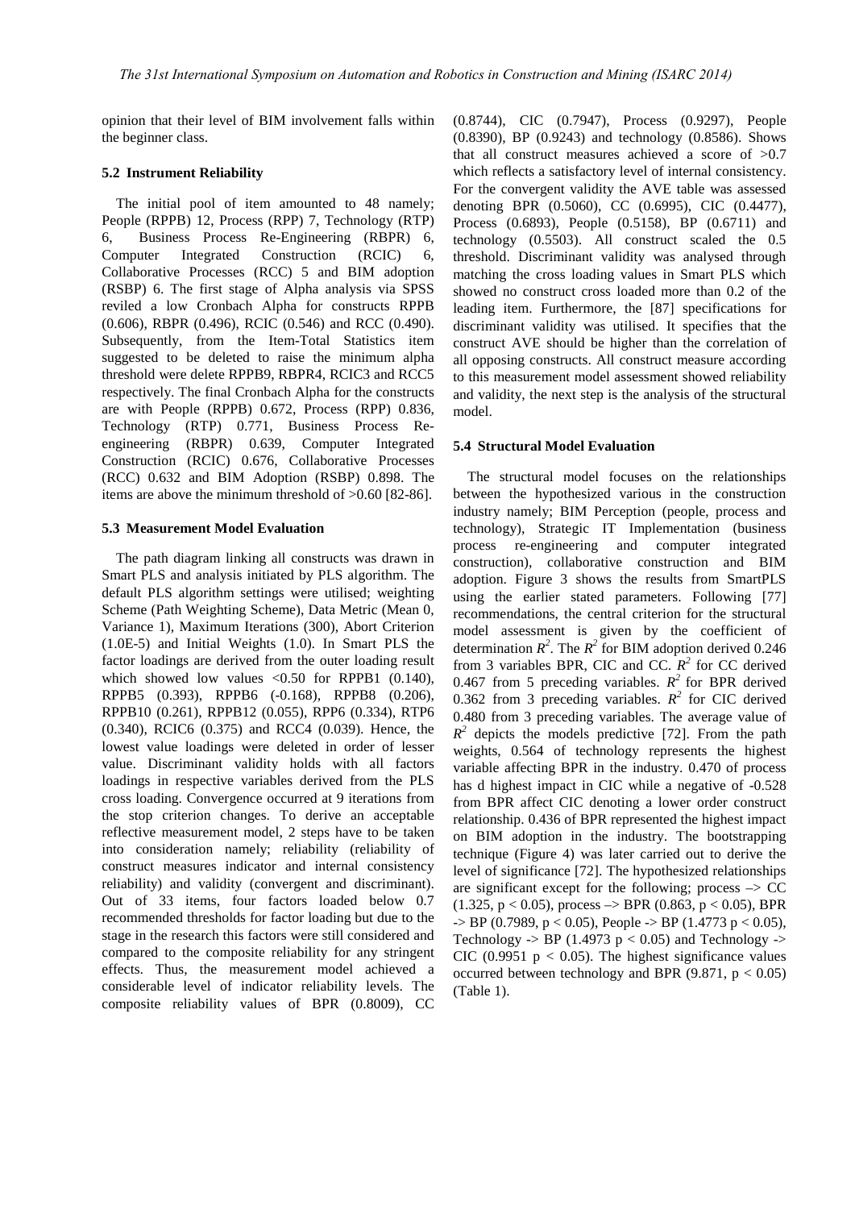opinion that their level of BIM involvement falls within the beginner class.

### 5.2 Instrument Reliability

The initial pool of item amounted to 48 namely; People (RPPB) 12, Process (RPP) 7, Technology (RTP) 6, Business Process Re-Engineering (RBPR) 6, Computer Integrated Construction (RCIC) 6, Collaborative Processes (RCC) 5 and BIM adoption (RSBP) 6. The first stage of Alpha analysis via SPSS reviled a low Cronbach Alpha for constructs RPPB (0.606), RBPR (0.496), RCIC (0.546) and RCC (0.490). Subsequently, from the Item-Total Statistics item suggested to be deleted to raise the minimum alpha threshold were delete RPPB9, RBPR4, RCIC3 and RCC5 respectively. The final Cronbach Alpha for the constructs are with People (RPPB) 0.672, Process (RPP) 0.836, Technology (RTP) 0.771, Business Process Re-engineering (RBPR) 0.639, Computer Integrated Construction (RCIC) 0.676, Collaborative Processes (RCC) 0.632 and BIM Adoption (RSBP) 0.898. The items are above the minimum threshold of >0.60 [82-86].

### 5.3 Measurement Model Evaluation

The path diagram linking all constructs was drawn in Smart PLS and analysis initiated by PLS algorithm. The default PLS algorithm settings were utilised; weighting Scheme (Path Weighting Scheme), Data Metric (Mean 0, Variance 1), Maximum Iterations (300), Abort Criterion (1.0E-5) and Initial Weights (1.0). In Smart PLS the factor loadings are derived from the outer loading result which showed low values <0.50 for RPPB1 (0.140), RPPB5 (0.393), RPPB6 (-0.168), RPPB8 (0.206), RPPB10 (0.261), RPPB12 (0.055), RPP6 (0.334), RTP6 (0.340), RCIC6 (0.375) and RCC4 (0.039). Hence, the lowest value loadings were deleted in order of lesser value. Discriminant validity holds with all factors loadings in respective variables derived from the PLS cross loading. Convergence occurred at 9 iterations from the stop criterion changes. To derive an acceptable reflective measurement model, 2 steps have to be taken into consideration namely; reliability (reliability of construct measures indicator and internal consistency reliability) and validity (convergent and discriminant). Out of 33 items, four factors loaded below 0.7 recommended thresholds for factor loading but due to the stage in the research this factors were still considered and compared to the composite reliability for any stringent effects. Thus, the measurement model achieved a considerable level of indicator reliability levels. The composite reliability values of BPR (0.8009), CC (0.8744), CIC (0.7947), Process (0.9297), People (0.8390), BP (0.9243) and technology (0.8586). Shows that all construct measures achieved a score of >0.7 which reflects a satisfactory level of internal consistency. For the convergent validity the AVE table was assessed denoting BPR (0.5060), CC (0.6995), CIC (0.4477), Process (0.6893), People (0.5158), BP (0.6711) and technology (0.5503). All construct scaled the 0.5 threshold. Discriminant validity was analysed through matching the cross loading values in Smart PLS which showed no construct cross loaded more than 0.2 of the leading item. Furthermore, the [87] specifications for discriminant validity was utilised. It specifies that the construct AVE should be higher than the correlation of all opposing constructs. All construct measure according to this measurement model assessment showed reliability and validity, the next step is the analysis of the structural model.

### 5.4 Structural Model Evaluation

The structural model focuses on the relationships between the hypothesized various in the construction industry namely; BIM Perception (people, process and technology), Strategic IT Implementation (business process re-engineering and computer integrated construction), collaborative construction and BIM adoption. Figure 3 shows the results from SmartPLS using the earlier stated parameters. Following [77] recommendations, the central criterion for the structural model assessment is given by the coefficient of determination $R^2$. The $R^2$ for BIM adoption derived 0.246 from 3 variables BPR, CIC and CC. $R^2$ for CC derived 0.467 from 5 preceding variables. $R^2$ for BPR derived 0.362 from 3 preceding variables. $R^2$ for CIC derived 0.480 from 3 preceding variables. The average value of $R^2$ depicts the models predictive [72]. From the path weights, 0.564 of technology represents the highest variable affecting BPR in the industry. 0.470 of process has d highest impact in CIC while a negative of -0.528 from BPR affect CIC denoting a lower order construct relationship. 0.436 of BPR represented the highest impact on BIM adoption in the industry. The bootstrapping technique (Figure 4) was later carried out to derive the level of significance [72]. The hypothesized relationships are significant except for the following; process –> CC (1.325, $p < 0.05$), process –> BPR (0.863, $p < 0.05$), BPR -> BP (0.7989, $p < 0.05$), People -> BP (1.4773 $p < 0.05$), Technology -> BP (1.4973 $p < 0.05$) and Technology -> CIC (0.9951 $p < 0.05$). The highest significance values occurred between technology and BPR (9.871, $p < 0.05$) (Table 1).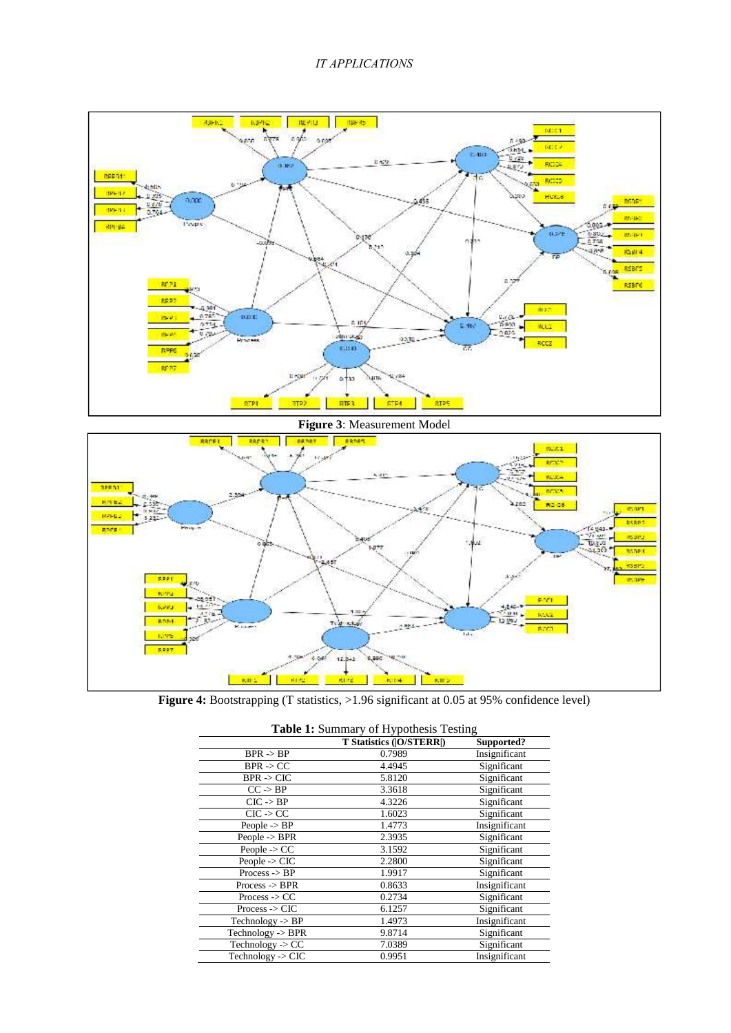**Figure 3**: Measurement Model

**Figure 4:** Bootstrapping (T statistics, >1.96 significant at 0.05 at 95% confidence level)

**Table 1:** Summary of Hypothesis Testing

| | T Statistics (\|O/STERR\|) | Supported? |
|---|---|---|
| BPR -> BP | 0.7989 | Insignificant |
| BPR -> CC | 4.4945 | Significant |
| BPR -> CIC | 5.8120 | Significant |
| CC -> BP | 3.3618 | Significant |
| CIC -> BP | 4.3226 | Significant |
| CIC -> CC | 1.6023 | Significant |
| People -> BP | 1.4773 | Insignificant |
| People -> BPR | 2.3935 | Significant |
| People -> CC | 3.1592 | Significant |
| People -> CIC | 2.2800 | Significant |
| Process -> BP | 1.9917 | Significant |
| Process -> BPR | 0.8633 | Insignificant |
| Process -> CC | 0.2734 | Significant |
| Process -> CIC | 6.1257 | Significant |
| Technology -> BP | 1.4973 | Insignificant |
| Technology -> BPR | 9.8714 | Significant |
| Technology -> CC | 7.0389 | Significant |
| Technology -> CIC | 0.9951 | Insignificant |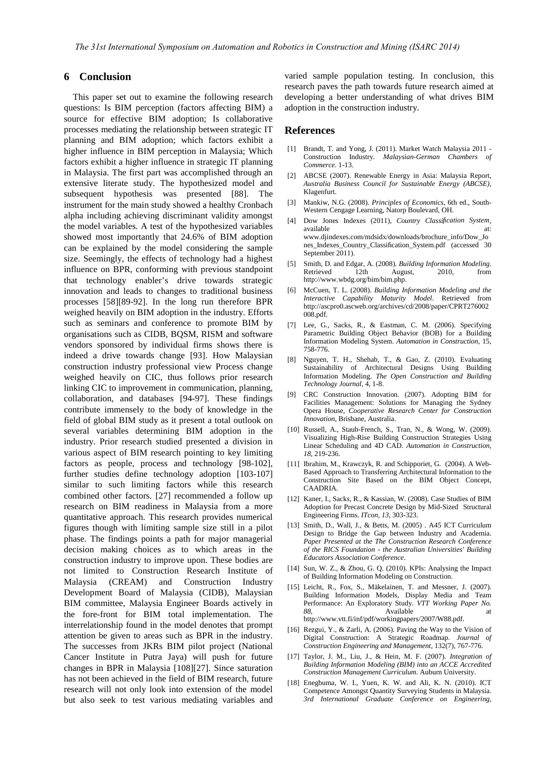## 6 Conclusion

This paper set out to examine the following research questions: Is BIM perception (factors affecting BIM) a source for effective BIM adoption; Is collaborative processes mediating the relationship between strategic IT planning and BIM adoption; which factors exhibit a higher influence in BIM perception in Malaysia; Which factors exhibit a higher influence in strategic IT planning in Malaysia. The first part was accomplished through an extensive literate study. The hypothesized model and subsequent hypothesis was presented [88]. The instrument for the main study showed a healthy Cronbach alpha including achieving discriminant validity amongst the model variables. A test of the hypothesized variables showed most importantly that 24.6% of BIM adoption can be explained by the model considering the sample size. Seemingly, the effects of technology had a highest influence on BPR, conforming with previous standpoint that technology enabler's drive towards strategic innovation and leads to changes to traditional business processes [58][89-92]. In the long run therefore BPR weighed heavily on BIM adoption in the industry. Efforts such as seminars and conference to promote BIM by organisations such as CIDB, BQSM, RISM and software vendors sponsored by individual firms shows there is indeed a drive towards change [93]. How Malaysian construction industry professional view Process change weighed heavily on CIC, thus follows prior research linking CIC to improvement in communication, planning, collaboration, and databases [94-97]. These findings contribute immensely to the body of knowledge in the field of global BIM study as it present a total outlook on several variables determining BIM adoption in the industry. Prior research studied presented a division in various aspect of BIM research pointing to key limiting factors as people, process and technology [98-102], further studies define technology adoption [103-107] similar to such limiting factors while this research combined other factors. [27] recommended a follow up research on BIM readiness in Malaysia from a more quantitative approach. This research provides numerical figures though with limiting sample size still in a pilot phase. The findings points a path for major managerial decision making choices as to which areas in the construction industry to improve upon. These bodies are not limited to Construction Research Institute of Malaysia (CREAM) and Construction Industry Development Board of Malaysia (CIDB), Malaysian BIM committee, Malaysia Engineer Boards actively in the fore-front for BIM total implementation. The interrelationship found in the model denotes that prompt attention be given to areas such as BPR in the industry. The successes from JKRs BIM pilot project (National Cancer Institute in Putra Jaya) will push for future changes in BPR in Malaysia [108][27]. Since saturation has not been achieved in the field of BIM research, future research will not only look into extension of the model but also seek to test various mediating variables and varied sample population testing. In conclusion, this research paves the path towards future research aimed at developing a better understanding of what drives BIM adoption in the construction industry.

## References

[1] Brandt, T. and Yong, J. (2011). Market Watch Malaysia 2011 - Construction Industry. *Malaysian-German Chambers of Commerce*. 1-13.

[2] ABCSE (2007). Renewable Energy in Asia: Malaysia Report, *Australia Business Council for Sustainable Energy (ABCSE)*, Klagenfurt.

[3] Mankiw, N.G. (2008). *Principles of Economics*, 6th ed., South-Western Cengage Learning, Natorp Boulevard, OH.

[4] Dow Jones Indexes (2011), *Country Classification System*, available at: www.djindexes.com/mdsidx/downloads/brochure_info/Dow_Jones_Indexes_Country_Classification_System.pdf (accessed 30 September 2011).

[5] Smith, D. and Edgar, A. (2008). *Building Information Modeling*. Retrieved 12th August, 2010, from http://www.wbdg.org/bim/bim.php.

[6] McCuen, T. L. (2008). *Building Information Modeling and the Interactive Capability Maturity Model*. Retrieved from http://ascpro0.ascweb.org/archives/cd/2008/paper/CPRT276002008.pdf.

[7] Lee, G., Sacks, R., & Eastman, C. M. (2006). Specifying Parametric Building Object Behavior (BOB) for a Building Information Modeling System. *Automation in Construction*, 15, 758-776.

[8] Nguyen, T. H., Shehab, T., & Gao, Z. (2010). Evaluating Sustainability of Architectural Designs Using Building Information Modeling. *The Open Construction and Building Technology Journal*, 4, 1-8.

[9] CRC Construction Innovation. (2007). Adopting BIM for Facilities Management: Solutions for Managing the Sydney Opera House, *Cooperative Research Center for Construction Innovation*, Brisbane, Australia.

[10] Russell, A., Staub-French, S., Tran, N., & Wong, W. (2009). Visualizing High-Rise Building Construction Strategies Using Linear Scheduling and 4D CAD. *Automation in Construction, 18*, 219-236.

[11] Ibrahim, M., Krawczyk, R. and Schipporiet, G. (2004). A Web-Based Approach to Transferring Architectural Information to the Construction Site Based on the BIM Object Concept, CAADRIA.

[12] Kaner, I., Sacks, R., & Kassian, W. (2008). Case Studies of BIM Adoption for Precast Concrete Design by Mid-Sized Structural Engineering Firms. *ITcon, 13*, 303-323.

[13] Smith, D., Wall, J., & Betts, M. (2005) . A45 ICT Curriculum Design to Bridge the Gap between Industry and Academia. *Paper Presented at the The Construction Research Conference of the RICS Foundation - the Australian Universities' Building Educators Association Conference*.

[14] Sun, W. Z., & Zhou, G. Q. (2010). KPIs: Analysing the Impact of Building Information Modeling on Construction.

[15] Leicht, R., Fox, S., Mäkelainen, T. and Messner, J. (2007). Building Information Models, Display Media and Team Performance: An Exploratory Study. *VTT Working Paper No. 88*, Available at http://www.vtt.fi/inf/pdf/workingpapers/2007/W88.pdf.

[16] Rezgui, Y., & Zarli, A. (2006). Paving the Way to the Vision of Digital Construction: A Strategic Roadmap. *Journal of Construction Engineering and Management*, 132(7), 767-776.

[17] Taylor, J. M., Liu, J., & Hein, M. F. (2007). *Integration of Building Information Modeling (BIM) into an ACCE Accredited Construction Management Curriculum*. Auburn University.

[18] Enegbuma, W. I., Yuen, K. W. and Ali, K. N. (2010). ICT Competence Amongst Quantity Surveying Students in Malaysia. *3rd International Graduate Conference on Engineering,*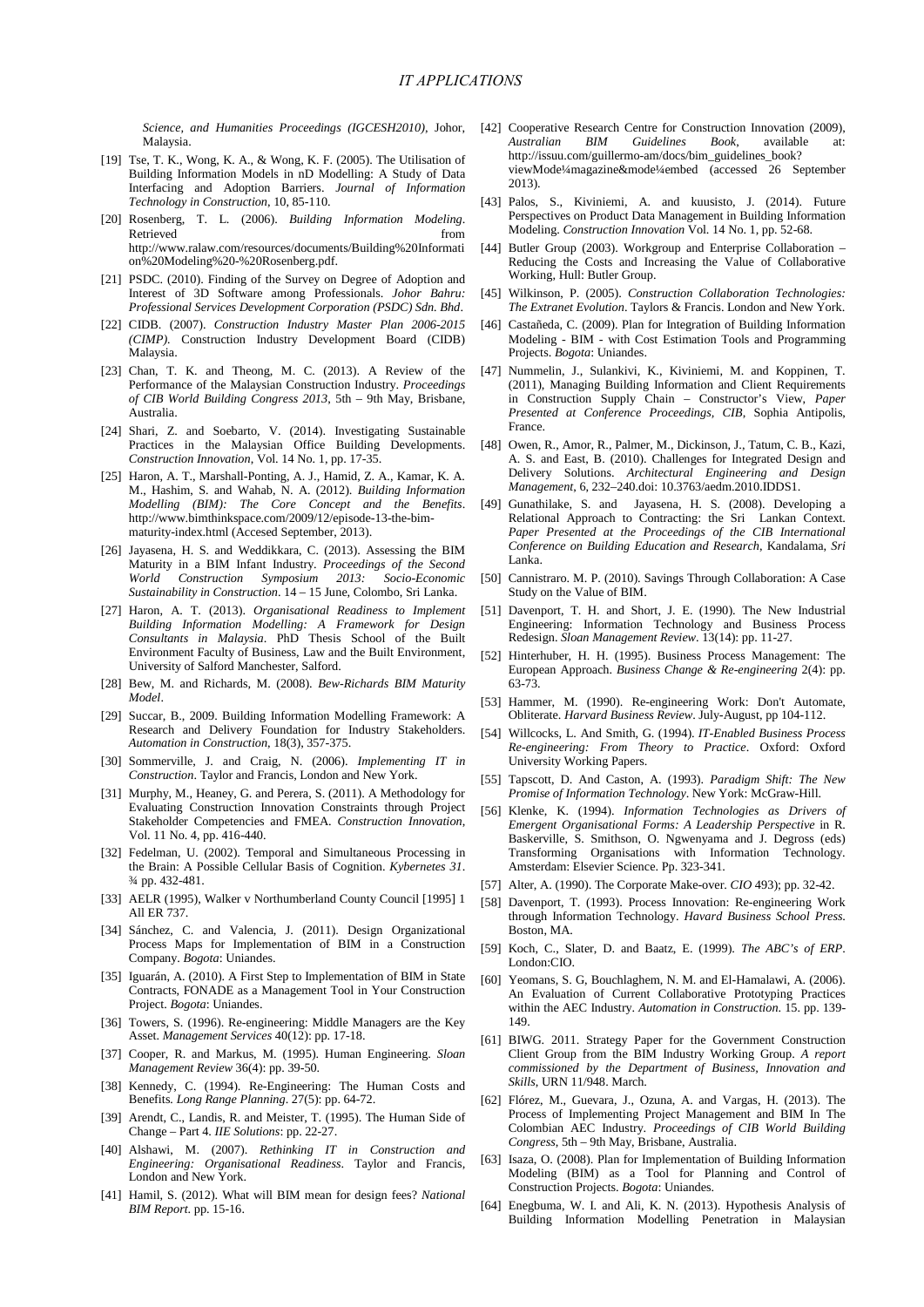*Science, and Humanities Proceedings (IGCESH2010)*, Johor, Malaysia.

[19] Tse, T. K., Wong, K. A., & Wong, K. F. (2005). The Utilisation of Building Information Models in nD Modelling: A Study of Data Interfacing and Adoption Barriers. *Journal of Information Technology in Construction*, 10, 85-110.

[20] Rosenberg, T. L. (2006). *Building Information Modeling*. Retrieved from http://www.ralaw.com/resources/documents/Building%20Information%20Modeling%20-%20Rosenberg.pdf.

[21] PSDC. (2010). Finding of the Survey on Degree of Adoption and Interest of 3D Software among Professionals. *Johor Bahru: Professional Services Development Corporation (PSDC) Sdn. Bhd*.

[22] CIDB. (2007). *Construction Industry Master Plan 2006-2015 (CIMP)*. Construction Industry Development Board (CIDB) Malaysia.

[23] Chan, T. K. and Theong, M. C. (2013). A Review of the Performance of the Malaysian Construction Industry. *Proceedings of CIB World Building Congress 2013*, 5th – 9th May, Brisbane, Australia.

[24] Shari, Z. and Soebarto, V. (2014). Investigating Sustainable Practices in the Malaysian Office Building Developments. *Construction Innovation*, Vol. 14 No. 1, pp. 17-35.

[25] Haron, A. T., Marshall-Ponting, A. J., Hamid, Z. A., Kamar, K. A. M., Hashim, S. and Wahab, N. A. (2012). *Building Information Modelling (BIM): The Core Concept and the Benefits*. http://www.bimthinkspace.com/2009/12/episode-13-the-bim-maturity-index.html (Accesed September, 2013).

[26] Jayasena, H. S. and Weddikkara, C. (2013). Assessing the BIM Maturity in a BIM Infant Industry. *Proceedings of the Second World Construction Symposium 2013: Socio-Economic Sustainability in Construction*. 14 – 15 June, Colombo, Sri Lanka.

[27] Haron, A. T. (2013). *Organisational Readiness to Implement Building Information Modelling: A Framework for Design Consultants in Malaysia*. PhD Thesis School of the Built Environment Faculty of Business, Law and the Built Environment, University of Salford Manchester, Salford.

[28] Bew, M. and Richards, M. (2008). *Bew-Richards BIM Maturity Model*.

[29] Succar, B., 2009. Building Information Modelling Framework: A Research and Delivery Foundation for Industry Stakeholders. *Automation in Construction*, 18(3), 357-375.

[30] Sommerville, J. and Craig, N. (2006). *Implementing IT in Construction*. Taylor and Francis, London and New York.

[31] Murphy, M., Heaney, G. and Perera, S. (2011). A Methodology for Evaluating Construction Innovation Constraints through Project Stakeholder Competencies and FMEA. *Construction Innovation*, Vol. 11 No. 4, pp. 416-440.

[32] Fedelman, U. (2002). Temporal and Simultaneous Processing in the Brain: A Possible Cellular Basis of Cognition. *Kybernetes 31*. ¾ pp. 432-481.

[33] AELR (1995), Walker v Northumberland County Council [1995] 1 All ER 737.

[34] Sánchez, C. and Valencia, J. (2011). Design Organizational Process Maps for Implementation of BIM in a Construction Company. *Bogota*: Uniandes.

[35] Iguarán, A. (2010). A First Step to Implementation of BIM in State Contracts, FONADE as a Management Tool in Your Construction Project. *Bogota*: Uniandes.

[36] Towers, S. (1996). Re-engineering: Middle Managers are the Key Asset. *Management Services* 40(12): pp. 17-18.

[37] Cooper, R. and Markus, M. (1995). Human Engineering. *Sloan Management Review* 36(4): pp. 39-50.

[38] Kennedy, C. (1994). Re-Engineering: The Human Costs and Benefits. *Long Range Planning*. 27(5): pp. 64-72.

[39] Arendt, C., Landis, R. and Meister, T. (1995). The Human Side of Change – Part 4. *IIE Solutions*: pp. 22-27.

[40] Alshawi, M. (2007). *Rethinking IT in Construction and Engineering: Organisational Readiness*. Taylor and Francis, London and New York.

[41] Hamil, S. (2012). What will BIM mean for design fees? *National BIM Report*. pp. 15-16.

[42] Cooperative Research Centre for Construction Innovation (2009), *Australian BIM Guidelines Book*, available at: http://issuu.com/guillermo-am/docs/bim_guidelines_book?viewMode¼magazine&mode¼embed (accessed 26 September 2013).

[43] Palos, S., Kiviniemi, A. and kuusisto, J. (2014). Future Perspectives on Product Data Management in Building Information Modeling. *Construction Innovation* Vol. 14 No. 1, pp. 52-68.

[44] Butler Group (2003). Workgroup and Enterprise Collaboration – Reducing the Costs and Increasing the Value of Collaborative Working, Hull: Butler Group.

[45] Wilkinson, P. (2005). *Construction Collaboration Technologies: The Extranet Evolution*. Taylors & Francis. London and New York.

[46] Castañeda, C. (2009). Plan for Integration of Building Information Modeling - BIM - with Cost Estimation Tools and Programming Projects. *Bogota*: Uniandes.

[47] Nummelin, J., Sulankivi, K., Kiviniemi, M. and Koppinen, T. (2011), Managing Building Information and Client Requirements in Construction Supply Chain – Constructor's View, *Paper Presented at Conference Proceedings, CIB*, Sophia Antipolis, France.

[48] Owen, R., Amor, R., Palmer, M., Dickinson, J., Tatum, C. B., Kazi, A. S. and East, B. (2010). Challenges for Integrated Design and Delivery Solutions. *Architectural Engineering and Design Management*, 6, 232–240.doi: 10.3763/aedm.2010.IDDS1.

[49] Gunathilake, S. and Jayasena, H. S. (2008). Developing a Relational Approach to Contracting: the Sri Lankan Context. *Paper Presented at the Proceedings of the CIB International Conference on Building Education and Research*, Kandalama, *Sri* Lanka.

[50] Cannistraro. M. P. (2010). Savings Through Collaboration: A Case Study on the Value of BIM.

[51] Davenport, T. H. and Short, J. E. (1990). The New Industrial Engineering: Information Technology and Business Process Redesign. *Sloan Management Review*. 13(14): pp. 11-27.

[52] Hinterhuber, H. H. (1995). Business Process Management: The European Approach. *Business Change & Re-engineering* 2(4): pp. 63-73.

[53] Hammer, M. (1990). Re-engineering Work: Don't Automate, Obliterate. *Harvard Business Review*. July-August, pp 104-112.

[54] Willcocks, L. And Smith, G. (1994). *IT-Enabled Business Process Re-engineering: From Theory to Practice*. Oxford: Oxford University Working Papers.

[55] Tapscott, D. And Caston, A. (1993). *Paradigm Shift: The New Promise of Information Technology*. New York: McGraw-Hill.

[56] Klenke, K. (1994). *Information Technologies as Drivers of Emergent Organisational Forms: A Leadership Perspective* in R. Baskerville, S. Smithson, O. Ngwenyama and J. Degross (eds) Transforming Organisations with Information Technology. Amsterdam: Elsevier Science. Pp. 323-341.

[57] Alter, A. (1990). The Corporate Make-over. *CIO* 493); pp. 32-42.

[58] Davenport, T. (1993). Process Innovation: Re-engineering Work through Information Technology. *Havard Business School Press*. Boston, MA.

[59] Koch, C., Slater, D. and Baatz, E. (1999). *The ABC's of ERP*. London:CIO.

[60] Yeomans, S. G, Bouchlaghem, N. M. and El-Hamalawi, A. (2006). An Evaluation of Current Collaborative Prototyping Practices within the AEC Industry. *Automation in Construction*. 15. pp. 139-149.

[61] BIWG. 2011. Strategy Paper for the Government Construction Client Group from the BIM Industry Working Group. *A report commissioned by the Department of Business, Innovation and Skills*, URN 11/948. March.

[62] Flórez, M., Guevara, J., Ozuna, A. and Vargas, H. (2013). The Process of Implementing Project Management and BIM In The Colombian AEC Industry. *Proceedings of CIB World Building Congress*, 5th – 9th May, Brisbane, Australia.

[63] Isaza, O. (2008). Plan for Implementation of Building Information Modeling (BIM) as a Tool for Planning and Control of Construction Projects. *Bogota*: Uniandes.

[64] Enegbuma, W. I. and Ali, K. N. (2013). Hypothesis Analysis of Building Information Modelling Penetration in Malaysian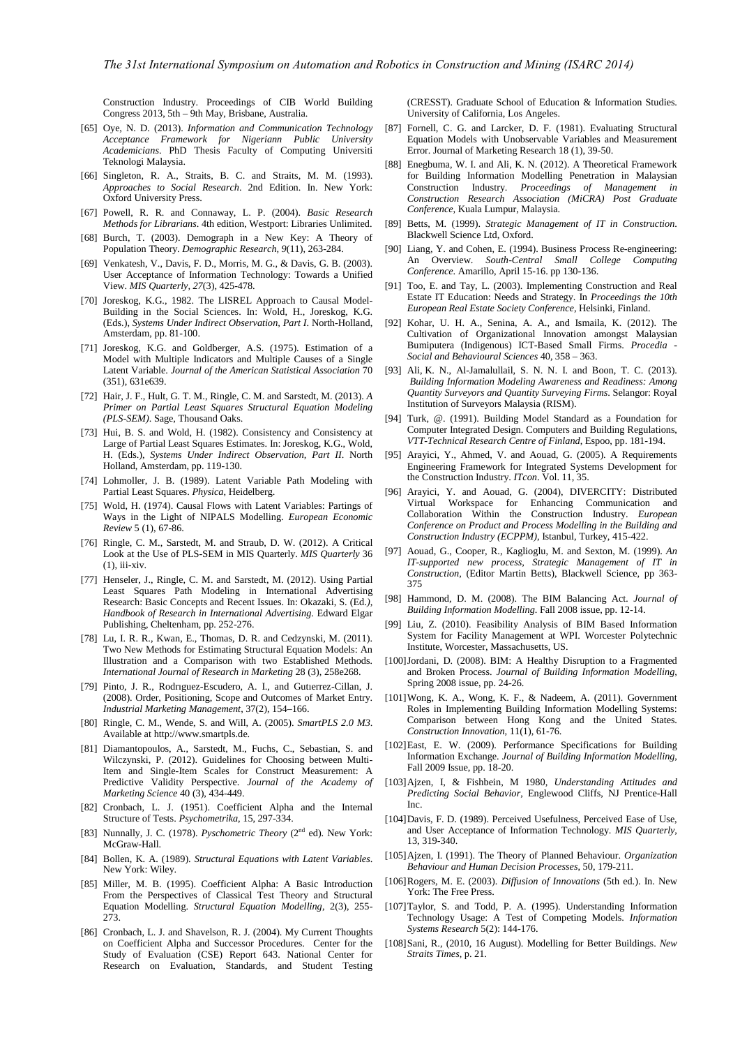Construction Industry. Proceedings of CIB World Building Congress 2013, 5th – 9th May, Brisbane, Australia.

[65] Oye, N. D. (2013). *Information and Communication Technology Acceptance Framework for Nigeriann Public University Academicians*. PhD Thesis Faculty of Computing Universiti Teknologi Malaysia.

[66] Singleton, R. A., Straits, B. C. and Straits, M. M. (1993). *Approaches to Social Research*. 2nd Edition. In. New York: Oxford University Press.

[67] Powell, R. R. and Connaway, L. P. (2004). *Basic Research Methods for Librarians*. 4th edition, Westport: Libraries Unlimited.

[68] Burch, T. (2003). Demograph in a New Key: A Theory of Population Theory. *Demographic Research, 9*(11), 263-284.

[69] Venkatesh, V., Davis, F. D., Morris, M. G., & Davis, G. B. (2003). User Acceptance of Information Technology: Towards a Unified View. *MIS Quarterly, 27*(3), 425-478.

[70] Joreskog, K.G., 1982. The LISREL Approach to Causal Model-Building in the Social Sciences. In: Wold, H., Joreskog, K.G. (Eds.), *Systems Under Indirect Observation, Part I*. North-Holland, Amsterdam, pp. 81-100.

[71] Joreskog, K.G. and Goldberger, A.S. (1975). Estimation of a Model with Multiple Indicators and Multiple Causes of a Single Latent Variable. *Journal of the American Statistical Association* 70 (351), 631e639.

[72] Hair, J. F., Hult, G. T. M., Ringle, C. M. and Sarstedt, M. (2013). *A Primer on Partial Least Squares Structural Equation Modeling (PLS-SEM)*. Sage, Thousand Oaks.

[73] Hui, B. S. and Wold, H. (1982). Consistency and Consistency at Large of Partial Least Squares Estimates. In: Joreskog, K.G., Wold, H. (Eds.), *Systems Under Indirect Observation, Part II*. North Holland, Amsterdam, pp. 119-130.

[74] Lohmoller, J. B. (1989). Latent Variable Path Modeling with Partial Least Squares. *Physica*, Heidelberg.

[75] Wold, H. (1974). Causal Flows with Latent Variables: Partings of Ways in the Light of NIPALS Modelling. *European Economic Review* 5 (1), 67-86.

[76] Ringle, C. M., Sarstedt, M. and Straub, D. W. (2012). A Critical Look at the Use of PLS-SEM in MIS Quarterly. *MIS Quarterly* 36 (1), iii-xiv.

[77] Henseler, J., Ringle, C. M. and Sarstedt, M. (2012). Using Partial Least Squares Path Modeling in International Advertising Research: Basic Concepts and Recent Issues. In: Okazaki, S. (Ed*.), Handbook of Research in International Advertising*. Edward Elgar Publishing, Cheltenham, pp. 252-276.

[78] Lu, I. R. R., Kwan, E., Thomas, D. R. and Cedzynski, M. (2011). Two New Methods for Estimating Structural Equation Models: An Illustration and a Comparison with two Established Methods. *International Journal of Research in Marketing* 28 (3), 258e268.

[79] Pinto, J. R., Rodrıguez-Escudero, A. I., and Gutıerrez-Cillan, J. (2008). Order, Positioning, Scope and Outcomes of Market Entry. *Industrial Marketing Management*, 37(2), 154–166.

[80] Ringle, C. M., Wende, S. and Will, A. (2005). *SmartPLS 2.0 M3*. Available at http://www.smartpls.de.

[81] Diamantopoulos, A., Sarstedt, M., Fuchs, C., Sebastian, S. and Wilczynski, P. (2012). Guidelines for Choosing between Multi-Item and Single-Item Scales for Construct Measurement: A Predictive Validity Perspective. *Journal of the Academy of Marketing Science* 40 (3), 434-449.

[82] Cronbach, L. J. (1951). Coefficient Alpha and the Internal Structure of Tests. *Psychometrika*, 15, 297-334.

[83] Nunnally, J. C. (1978). *Pyschometric Theory* (2nd ed). New York: McGraw-Hall.

[84] Bollen, K. A. (1989). *Structural Equations with Latent Variables*. New York: Wiley.

[85] Miller, M. B. (1995). Coefficient Alpha: A Basic Introduction From the Perspectives of Classical Test Theory and Structural Equation Modelling. *Structural Equation Modelling*, 2(3), 255-273.

[86] Cronbach, L. J. and Shavelson, R. J. (2004). My Current Thoughts on Coefficient Alpha and Successor Procedures. Center for the Study of Evaluation (CSE) Report 643. National Center for Research on Evaluation, Standards, and Student Testing (CRESST). Graduate School of Education & Information Studies. University of California, Los Angeles.

[87] Fornell, C. G. and Larcker, D. F. (1981). Evaluating Structural Equation Models with Unobservable Variables and Measurement Error. Journal of Marketing Research 18 (1), 39-50.

[88] Enegbuma, W. I. and Ali, K. N. (2012). A Theoretical Framework for Building Information Modelling Penetration in Malaysian Construction Industry. *Proceedings of Management in Construction Research Association (MiCRA) Post Graduate Conference*, Kuala Lumpur, Malaysia.

[89] Betts, M. (1999). *Strategic Management of IT in Construction*. Blackwell Science Ltd, Oxford.

[90] Liang, Y. and Cohen, E. (1994). Business Process Re-engineering: An Overview. *South-Central Small College Computing Conference*. Amarillo, April 15-16. pp 130-136.

[91] Too, E. and Tay, L. (2003). Implementing Construction and Real Estate IT Education: Needs and Strategy. In *Proceedings the 10th European Real Estate Society Conference*, Helsinki, Finland.

[92] Kohar, U. H. A., Senina, A. A., and Ismaila, K. (2012). The Cultivation of Organizational Innovation amongst Malaysian Bumiputera (Indigenous) ICT-Based Small Firms. *Procedia - Social and Behavioural Sciences* 40, 358 – 363.

[93] Ali, K. N., Al-Jamalullail, S. N. N. I. and Boon, T. C. (2013). *Building Information Modeling Awareness and Readiness: Among Quantity Surveyors and Quantity Surveying Firms*. Selangor: Royal Institution of Surveyors Malaysia (RISM).

[94] Turk, @. (1991). Building Model Standard as a Foundation for Computer Integrated Design. Computers and Building Regulations, *VTT-Technical Research Centre of Finland*, Espoo, pp. 181-194.

[95] Arayici, Y., Ahmed, V. and Aouad, G. (2005). A Requirements Engineering Framework for Integrated Systems Development for the Construction Industry. *ITcon*. Vol. 11, 35.

[96] Arayici, Y. and Aouad, G. (2004), DIVERCITY: Distributed Virtual Workspace for Enhancing Communication and Collaboration Within the Construction Industry. *European Conference on Product and Process Modelling in the Building and Construction Industry (ECPPM)*, Istanbul, Turkey, 415-422.

[97] Aouad, G., Cooper, R., Kaglioglu, M. and Sexton, M. (1999). *An IT-supported new process, Strategic Management of IT in Construction*, (Editor Martin Betts), Blackwell Science, pp 363-375

[98] Hammond, D. M. (2008). The BIM Balancing Act. *Journal of Building Information Modelling*. Fall 2008 issue, pp. 12-14.

[99] Liu, Z. (2010). Feasibility Analysis of BIM Based Information System for Facility Management at WPI. Worcester Polytechnic Institute, Worcester, Massachusetts, US.

[100] Jordani, D. (2008). BIM: A Healthy Disruption to a Fragmented and Broken Process. *Journal of Building Information Modelling*, Spring 2008 issue, pp. 24-26.

[101] Wong, K. A., Wong, K. F., & Nadeem, A. (2011). Government Roles in Implementing Building Information Modelling Systems: Comparison between Hong Kong and the United States. *Construction Innovation*, 11(1), 61-76.

[102] East, E. W. (2009). Performance Specifications for Building Information Exchange. *Journal of Building Information Modelling*, Fall 2009 Issue, pp. 18-20.

[103] Ajzen, I, & Fishbein, M 1980, *Understanding Attitudes and Predicting Social Behavior*, Englewood Cliffs, NJ Prentice-Hall Inc.

[104] Davis, F. D. (1989). Perceived Usefulness, Perceived Ease of Use, and User Acceptance of Information Technology. *MIS Quarterly*, 13, 319-340.

[105] Ajzen, I. (1991). The Theory of Planned Behaviour. *Organization Behaviour and Human Decision Processes*, 50, 179-211.

[106] Rogers, M. E. (2003). *Diffusion of Innovations* (5th ed.). In. New York: The Free Press.

[107] Taylor, S. and Todd, P. A. (1995). Understanding Information Technology Usage: A Test of Competing Models. *Information Systems Research* 5(2): 144-176.

[108] Sani, R., (2010, 16 August). Modelling for Better Buildings. *New Straits Times*, p. 21.